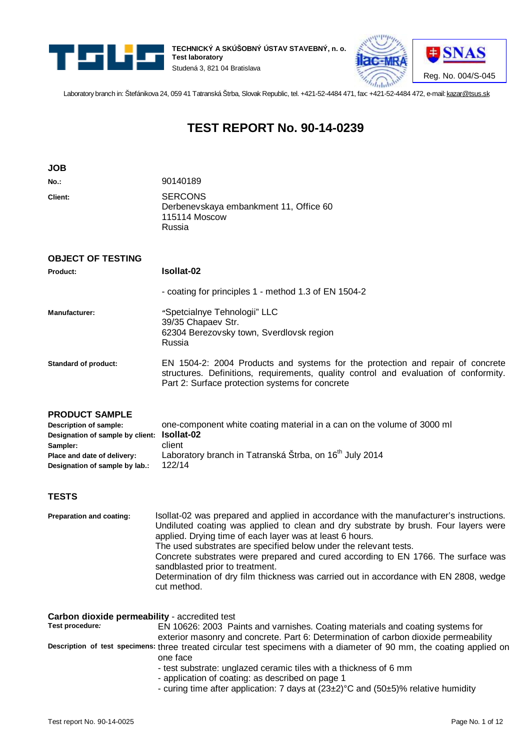**TECHNICKÝ A SKÚŠOBNÝ ÚSTAV STAVEBNÝ, n. o.**
**Test laboratory**
Studená 3, 821 04 Bratislava

Reg. No. 004/S-045

Laboratory branch in: Štefánikova 24, 059 41 Tatranská Štrba, Slovak Republic, tel. +421-52-4484 471, fax: +421-52-4484 472, e-mail: kazar@tsus.sk

# TEST REPORT No. 90-14-0239

## JOB

| | |
|---|---|
| **No.:** | 90140189 |
| **Client:** | SERCONS<br>Derbenevskaya embankment 11, Office 60<br>115114 Moscow<br>Russia |

## OBJECT OF TESTING

| | |
|---|---|
| **Product:** | **Isollat-02** |
| | - coating for principles 1 - method 1.3 of EN 1504-2 |
| **Manufacturer:** | "Spetcialnye Tehnologii" LLC<br>39/35 Chapaev Str.<br>62304 Berezovsky town, Sverdlovsk region<br>Russia |
| **Standard of product:** | EN 1504-2: 2004 Products and systems for the protection and repair of concrete structures. Definitions, requirements, quality control and evaluation of conformity. Part 2: Surface protection systems for concrete |

## PRODUCT SAMPLE

| | |
|---|---|
| **Description of sample:** | one-component white coating material in a can on the volume of 3000 ml |
| **Designation of sample by client:** | **Isollat-02** |
| **Sampler:** | client |
| **Place and date of delivery:** | Laboratory branch in Tatranská Štrba, on 16th July 2014 |
| **Designation of sample by lab.:** | 122/14 |

## TESTS

**Preparation and coating:**

Isollat-02 was prepared and applied in accordance with the manufacturer's instructions. Undiluted coating was applied to clean and dry substrate by brush. Four layers were applied. Drying time of each layer was at least 6 hours.
The used substrates are specified below under the relevant tests.
Concrete substrates were prepared and cured according to EN 1766. The surface was sandblasted prior to treatment.
Determination of dry film thickness was carried out in accordance with EN 2808, wedge cut method.

### Carbon dioxide permeability - accredited test

**Test procedure:** EN 10626: 2003 Paints and varnishes. Coating materials and coating systems for exterior masonry and concrete. Part 6: Determination of carbon dioxide permeability

**Description of test specimens:** three treated circular test specimens with a diameter of 90 mm, the coating applied on one face

- test substrate: unglazed ceramic tiles with a thickness of 6 mm
- application of coating: as described on page 1
- curing time after application: 7 days at (23±2)°C and (50±5)% relative humidity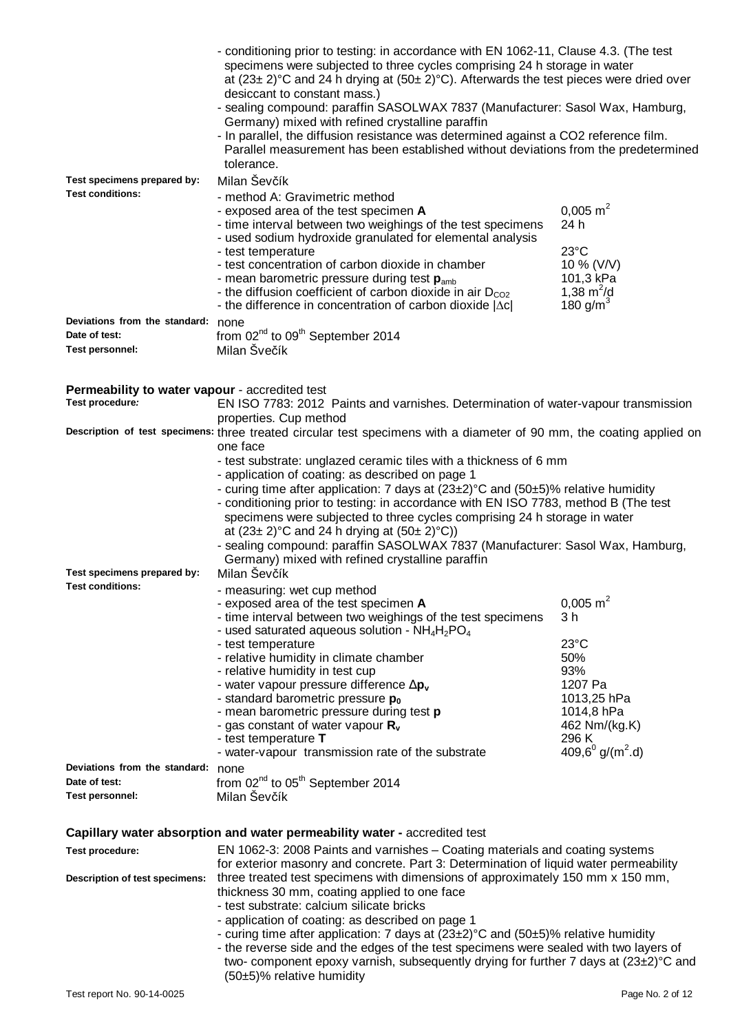- conditioning prior to testing: in accordance with EN 1062-11, Clause 4.3. (The test specimens were subjected to three cycles comprising 24 h storage in water at (23± 2)°C and 24 h drying at (50± 2)°C). Afterwards the test pieces were dried over desiccant to constant mass.)
- sealing compound: paraffin SASOLWAX 7837 (Manufacturer: Sasol Wax, Hamburg, Germany) mixed with refined crystalline paraffin
- In parallel, the diffusion resistance was determined against a CO2 reference film. Parallel measurement has been established without deviations from the predetermined tolerance.

**Test specimens prepared by:** Milan Ševčík

**Test conditions:**

| | |
|---|---|
| - method A: Gravimetric method | |
| - exposed area of the test specimen **A** | 0,005 $m^2$ |
| - time interval between two weighings of the test specimens | 24 h |
| - used sodium hydroxide granulated for elemental analysis | |
| - test temperature | 23°C |
| - test concentration of carbon dioxide in chamber | 10 % (V/V) |
| - mean barometric pressure during test $\mathbf{p}_{amb}$ | 101,3 kPa |
| - the diffusion coefficient of carbon dioxide in air $D_{CO2}$ | 1,38 $m^2/d$ |
| - the difference in concentration of carbon dioxide $\|\Delta c\|$ | 180 $g/m^3$ |

**Deviations from the standard:** none

**Date of test:** from 02[nd] to 09[th] September 2014

**Test personnel:** Milan Švečík

**Permeability to water vapour** - accredited test

**Test procedure:** EN ISO 7783: 2012 Paints and varnishes. Determination of water-vapour transmission properties. Cup method

**Description of test specimens:** three treated circular test specimens with a diameter of 90 mm, the coating applied on one face

- test substrate: unglazed ceramic tiles with a thickness of 6 mm
- application of coating: as described on page 1
- curing time after application: 7 days at (23±2)°C and (50±5)% relative humidity
- conditioning prior to testing: in accordance with EN ISO 7783, method B (The test specimens were subjected to three cycles comprising 24 h storage in water at (23± 2)°C and 24 h drying at (50± 2)°C))
- sealing compound: paraffin SASOLWAX 7837 (Manufacturer: Sasol Wax, Hamburg, Germany) mixed with refined crystalline paraffin

**Test specimens prepared by:** Milan Ševčík

**Test conditions:**

| | |
|---|---|
| - measuring: wet cup method | |
| - exposed area of the test specimen **A** | 0,005 $m^2$ |
| - time interval between two weighings of the test specimens | 3 h |
| - used saturated aqueous solution - $NH_4H_2PO_4$ | |
| - test temperature | 23°C |
| - relative humidity in climate chamber | 50% |
| - relative humidity in test cup | 93% |
| - water vapour pressure difference $\Delta\mathbf{p}_v$ | 1207 Pa |
| - standard barometric pressure $\mathbf{p}_0$ | 1013,25 hPa |
| - mean barometric pressure during test **p** | 1014,8 hPa |
| - gas constant of water vapour $\mathbf{R}_v$ | 462 Nm/(kg.K) |
| - test temperature **T** | 296 K |
| - water-vapour transmission rate of the substrate | $409{,}6^0$ g/($m^2$.d) |

**Deviations from the standard:** none

**Date of test:** from 02[nd] to 05[th] September 2014

**Test personnel:** Milan Ševčík

**Capillary water absorption and water permeability water -** accredited test

**Test procedure:** EN 1062-3: 2008 Paints and varnishes – Coating materials and coating systems for exterior masonry and concrete. Part 3: Determination of liquid water permeability

**Description of test specimens:** three treated test specimens with dimensions of approximately 150 mm x 150 mm, thickness 30 mm, coating applied to one face

- test substrate: calcium silicate bricks
- application of coating: as described on page 1
- curing time after application: 7 days at (23±2)°C and (50±5)% relative humidity
- the reverse side and the edges of the test specimens were sealed with two layers of two- component epoxy varnish, subsequently drying for further 7 days at (23±2)°C and (50±5)% relative humidity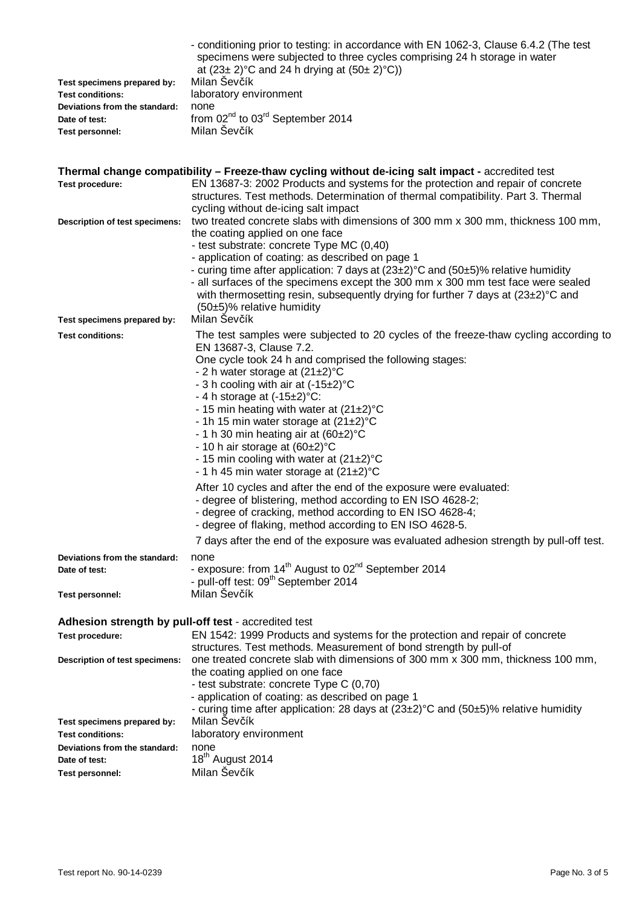| | |
|---|---|
| | - conditioning prior to testing: in accordance with EN 1062-3, Clause 6.4.2 (The test specimens were subjected to three cycles comprising 24 h storage in water at (23± 2)°C and 24 h drying at (50± 2)°C)) |
| **Test specimens prepared by:** | Milan Ševčík |
| **Test conditions:** | laboratory environment |
| **Deviations from the standard:** | none |
| **Date of test:** | from 02nd to 03rd September 2014 |
| **Test personnel:** | Milan Ševčík |

**Thermal change compatibility – Freeze-thaw cycling without de-icing salt impact -** accredited test

| | |
|---|---|
| **Test procedure:** | EN 13687-3: 2002 Products and systems for the protection and repair of concrete structures. Test methods. Determination of thermal compatibility. Part 3. Thermal cycling without de-icing salt impact |
| **Description of test specimens:** | two treated concrete slabs with dimensions of 300 mm x 300 mm, thickness 100 mm, the coating applied on one face<br>- test substrate: concrete Type MC (0,40)<br>- application of coating: as described on page 1<br>- curing time after application: 7 days at (23±2)°C and (50±5)% relative humidity<br>- all surfaces of the specimens except the 300 mm x 300 mm test face were sealed with thermosetting resin, subsequently drying for further 7 days at (23±2)°C and (50±5)% relative humidity |
| **Test specimens prepared by:** | Milan Ševčík |
| **Test conditions:** | The test samples were subjected to 20 cycles of the freeze-thaw cycling according to EN 13687-3, Clause 7.2.<br>One cycle took 24 h and comprised the following stages:<br>- 2 h water storage at (21±2)°C<br>- 3 h cooling with air at (-15±2)°C<br>- 4 h storage at (-15±2)°C:<br>- 15 min heating with water at (21±2)°C<br>- 1h 15 min water storage at (21±2)°C<br>- 1 h 30 min heating air at (60±2)°C<br>- 10 h air storage at (60±2)°C<br>- 15 min cooling with water at (21±2)°C<br>- 1 h 45 min water storage at (21±2)°C<br><br>After 10 cycles and after the end of the exposure were evaluated:<br>- degree of blistering, method according to EN ISO 4628-2;<br>- degree of cracking, method according to EN ISO 4628-4;<br>- degree of flaking, method according to EN ISO 4628-5.<br><br>7 days after the end of the exposure was evaluated adhesion strength by pull-off test. |
| **Deviations from the standard:** | none |
| **Date of test:** | - exposure: from 14th August to 02nd September 2014<br>- pull-off test: 09th September 2014 |
| **Test personnel:** | Milan Ševčík |

**Adhesion strength by pull-off test** - accredited test

| | |
|---|---|
| **Test procedure:** | EN 1542: 1999 Products and systems for the protection and repair of concrete structures. Test methods. Measurement of bond strength by pull-of |
| **Description of test specimens:** | one treated concrete slab with dimensions of 300 mm x 300 mm, thickness 100 mm, the coating applied on one face<br>- test substrate: concrete Type C (0,70)<br>- application of coating: as described on page 1<br>- curing time after application: 28 days at (23±2)°C and (50±5)% relative humidity |
| **Test specimens prepared by:** | Milan Ševčík |
| **Test conditions:** | laboratory environment |
| **Deviations from the standard:** | none |
| **Date of test:** | 18th August 2014 |
| **Test personnel:** | Milan Ševčík |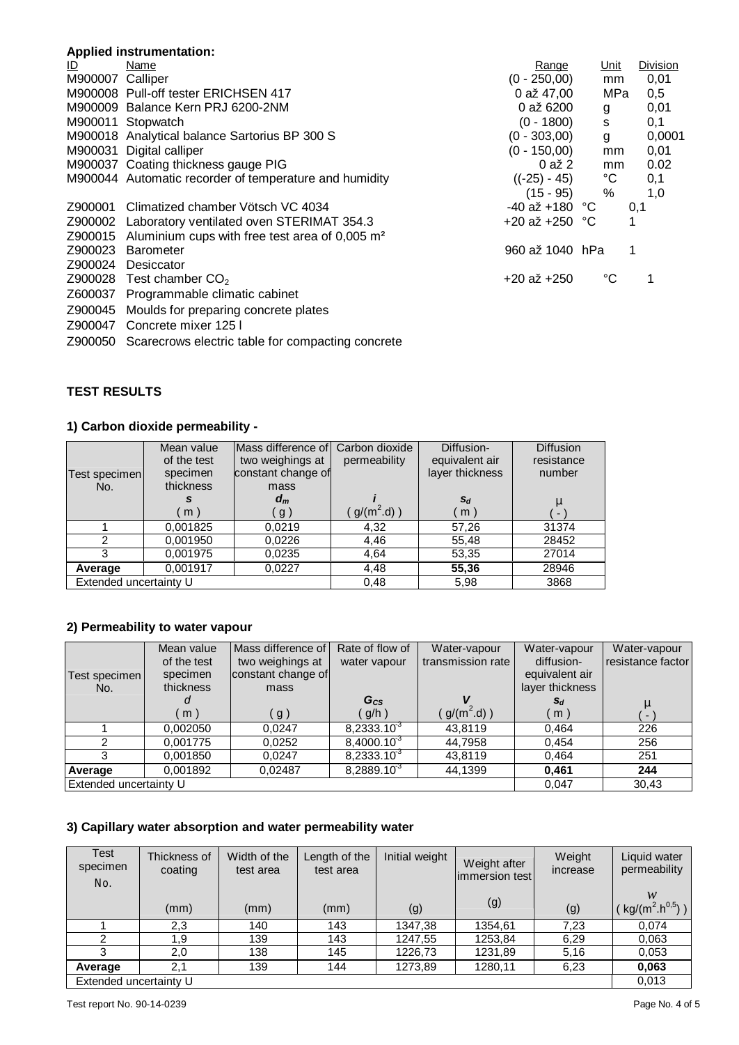**Applied instrumentation:**

| ID | Name | Range | Unit | Division |
|---|---|---|---|---|
| M900007 | Calliper | (0 - 250,00) | mm | 0,01 |
| M900008 | Pull-off tester ERICHSEN 417 | 0 až 47,00 | MPa | 0,5 |
| M900009 | Balance Kern PRJ 6200-2NM | 0 až 6200 | g | 0,01 |
| M900011 | Stopwatch | (0 - 1800) | s | 0,1 |
| M900018 | Analytical balance Sartorius BP 300 S | (0 - 303,00) | g | 0,0001 |
| M900031 | Digital calliper | (0 - 150,00) | mm | 0,01 |
| M900037 | Coating thickness gauge PIG | 0 až 2 | mm | 0.02 |
| M900044 | Automatic recorder of temperature and humidity | ((-25) - 45) | °C | 0,1 |
| | | (15 - 95) | % | 1,0 |
| Z900001 | Climatized chamber Vötsch VC 4034 | -40 až +180 | °C | 0,1 |
| Z900002 | Laboratory ventilated oven STERIMAT 354.3 | +20 až +250 | °C | 1 |
| Z900015 | Aluminium cups with free test area of 0,005 m² | | | |
| Z900023 | Barometer | 960 až 1040 | hPa | 1 |
| Z900024 | Desiccator | | | |
| Z900028 | Test chamber $CO_2$ | +20 až +250 | °C | 1 |
| Z600037 | Programmable climatic cabinet | | | |
| Z900045 | Moulds for preparing concrete plates | | | |
| Z900047 | Concrete mixer 125 l | | | |
| Z900050 | Scarecrows electric table for compacting concrete | | | |

## TEST RESULTS

### 1) Carbon dioxide permeability -

| Test specimen No. | Mean value of the test specimen thickness $s$ ( m ) | Mass difference of two weighings at constant change of mass $d_m$ ( g ) | Carbon dioxide permeability $i$ ( g/(m$^2$.d) ) | Diffusion-equivalent air layer thickness $s_d$ ( m ) | Diffusion resistance number μ ( - ) |
|---|---|---|---|---|---|
| 1 | 0,001825 | 0,0219 | 4,32 | 57,26 | 31374 |
| 2 | 0,001950 | 0,0226 | 4,46 | 55,48 | 28452 |
| 3 | 0,001975 | 0,0235 | 4,64 | 53,35 | 27014 |
| **Average** | 0,001917 | 0,0227 | 4,48 | **55,36** | 28946 |
| Extended uncertainty U | | | 0,48 | 5,98 | 3868 |

### 2) Permeability to water vapour

| Test specimen No. | Mean value of the test specimen thickness $d$ ( m ) | Mass difference of two weighings at constant change of mass ( g ) | Rate of flow of water vapour $G_{CS}$ ( g/h ) | Water-vapour transmission rate $V$ ( g/(m$^2$.d) ) | Water-vapour diffusion-equivalent air layer thickness $s_d$ ( m ) | Water-vapour resistance factor μ ( - ) |
|---|---|---|---|---|---|---|
| 1 | 0,002050 | 0,0247 | $8,2333.10^{-3}$ | 43,8119 | 0,464 | 226 |
| 2 | 0,001775 | 0,0252 | $8,4000.10^{-3}$ | 44,7958 | 0,454 | 256 |
| 3 | 0,001850 | 0,0247 | $8,2333.10^{-3}$ | 43,8119 | 0,464 | 251 |
| **Average** | 0,001892 | 0,02487 | $8,2889.10^{-3}$ | 44,1399 | **0,461** | **244** |
| Extended uncertainty U | | | | | 0,047 | 30,43 |

### 3) Capillary water absorption and water permeability water

| Test specimen No. | Thickness of coating (mm) | Width of the test area (mm) | Length of the test area (mm) | Initial weight (g) | Weight after immersion test (g) | Weight increase (g) | Liquid water permeability $w$ ( kg/(m$^2$.h$^{0,5}$) ) |
|---|---|---|---|---|---|---|---|
| 1 | 2,3 | 140 | 143 | 1347,38 | 1354,61 | 7,23 | 0,074 |
| 2 | 1,9 | 139 | 143 | 1247,55 | 1253,84 | 6,29 | 0,063 |
| 3 | 2,0 | 138 | 145 | 1226,73 | 1231,89 | 5,16 | 0,053 |
| **Average** | 2,1 | 139 | 144 | 1273,89 | 1280,11 | 6,23 | **0,063** |
| Extended uncertainty U | | | | | | | 0,013 |

Test report No. 90-14-0239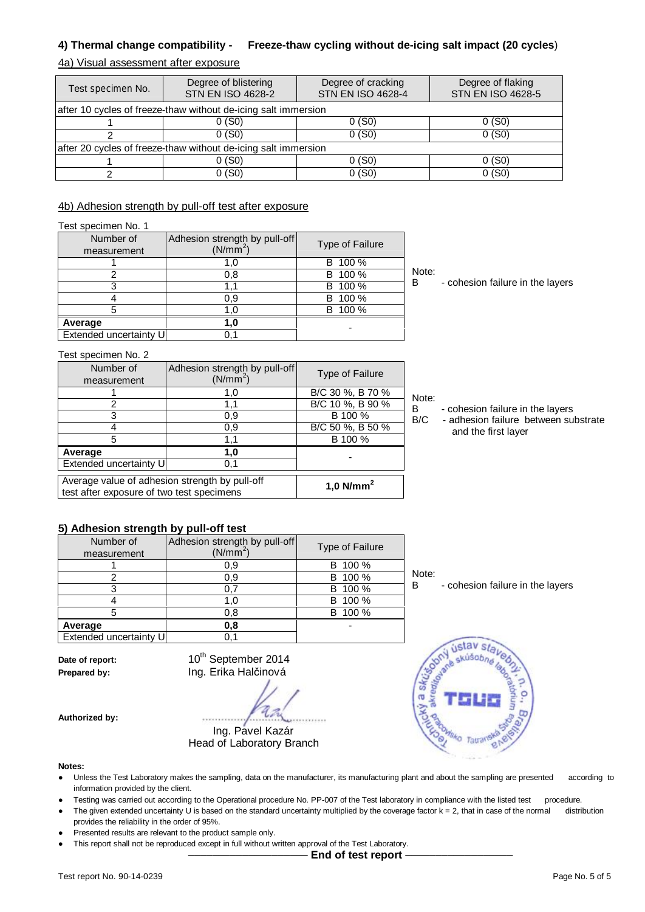## 4) Thermal change compatibility - Freeze-thaw cycling without de-icing salt impact (20 cycles)

### 4a) Visual assessment after exposure

| Test specimen No. | Degree of blistering STN EN ISO 4628-2 | Degree of cracking STN EN ISO 4628-4 | Degree of flaking STN EN ISO 4628-5 |
|---|---|---|---|
| after 10 cycles of freeze-thaw without de-icing salt immersion | | | |
| 1 | 0 (S0) | 0 (S0) | 0 (S0) |
| 2 | 0 (S0) | 0 (S0) | 0 (S0) |
| after 20 cycles of freeze-thaw without de-icing salt immersion | | | |
| 1 | 0 (S0) | 0 (S0) | 0 (S0) |
| 2 | 0 (S0) | 0 (S0) | 0 (S0) |

### 4b) Adhesion strength by pull-off test after exposure

Test specimen No. 1

| Number of measurement | Adhesion strength by pull-off ($N/mm^2$) | Type of Failure |
|---|---|---|
| 1 | 1,0 | B 100 % |
| 2 | 0,8 | B 100 % |
| 3 | 1,1 | B 100 % |
| 4 | 0,9 | B 100 % |
| 5 | 1,0 | B 100 % |
| **Average** | **1,0** | - |
| Extended uncertainty U | 0,1 | |

Note:
B - cohesion failure in the layers

Test specimen No. 2

| Number of measurement | Adhesion strength by pull-off ($N/mm^2$) | Type of Failure |
|---|---|---|
| 1 | 1,0 | B/C 30 %, B 70 % |
| 2 | 1,1 | B/C 10 %, B 90 % |
| 3 | 0,9 | B 100 % |
| 4 | 0,9 | B/C 50 %, B 50 % |
| 5 | 1,1 | B 100 % |
| **Average** | **1,0** | - |
| Extended uncertainty U | 0,1 | |
| Average value of adhesion strength by pull-off test after exposure of two test specimens | | **1,0 N/mm²** |

Note:
B - cohesion failure in the layers
B/C - adhesion failure between substrate and the first layer

## 5) Adhesion strength by pull-off test

| Number of measurement | Adhesion strength by pull-off ($N/mm^2$) | Type of Failure |
|---|---|---|
| 1 | 0,9 | B 100 % |
| 2 | 0,9 | B 100 % |
| 3 | 0,7 | B 100 % |
| 4 | 1,0 | B 100 % |
| 5 | 0,8 | B 100 % |
| **Average** | **0,8** | - |
| Extended uncertainty U | 0,1 | |

Note:
B - cohesion failure in the layers

**Date of report:** 10th September 2014
**Prepared by:** Ing. Erika Halčinová

**Authorized by:**

Ing. Pavel Kazár
Head of Laboratory Branch

Technický a skúšobný ústav stavebný, n. o., akreditované skúšobné laboratórium, TSUS, Pracovisko Tatranská Štrba, Bratislava

**Notes:**

- Unless the Test Laboratory makes the sampling, data on the manufacturer, its manufacturing plant and about the sampling are presented according to information provided by the client.
- Testing was carried out according to the Operational procedure No. PP-007 of the Test laboratory in compliance with the listed test procedure.
- The given extended uncertainty U is based on the standard uncertainty multiplied by the coverage factor k = 2, that in case of the normal distribution provides the reliability in the order of 95%.
- Presented results are relevant to the product sample only.
- This report shall not be reproduced except in full without written approval of the Test Laboratory.

**End of test report**